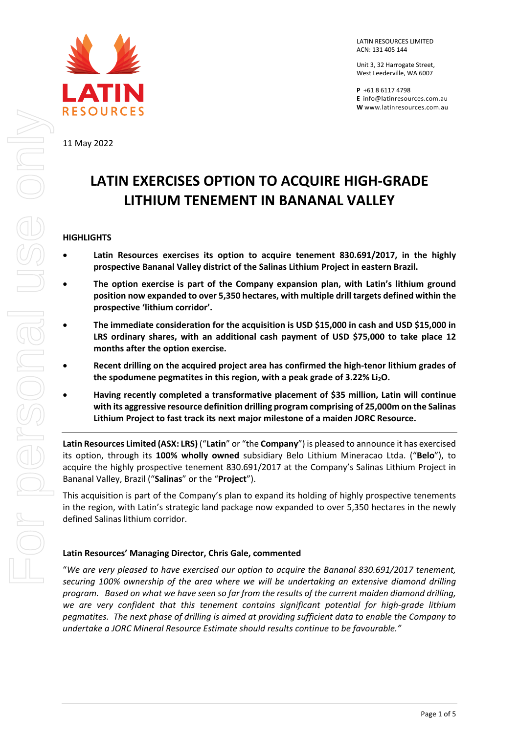LATIN RESOURCES LIMITED
ACN: 131 405 144

Unit 3, 32 Harrogate Street,
West Leederville, WA 6007

**P** +61 8 6117 4798
**E** info@latinresources.com.au
**W** www.latinresources.com.au

11 May 2022

# LATIN EXERCISES OPTION TO ACQUIRE HIGH-GRADE LITHIUM TENEMENT IN BANANAL VALLEY

## HIGHLIGHTS

- **Latin Resources exercises its option to acquire tenement 830.691/2017, in the highly prospective Bananal Valley district of the Salinas Lithium Project in eastern Brazil.**
- **The option exercise is part of the Company expansion plan, with Latin's lithium ground position now expanded to over 5,350 hectares, with multiple drill targets defined within the prospective 'lithium corridor'.**
- **The immediate consideration for the acquisition is USD $15,000 in cash and USD $15,000 in LRS ordinary shares, with an additional cash payment of USD $75,000 to take place 12 months after the option exercise.**
- **Recent drilling on the acquired project area has confirmed the high-tenor lithium grades of the spodumene pegmatites in this region, with a peak grade of 3.22% $Li_2O$.**
- **Having recently completed a transformative placement of $35 million, Latin will continue with its aggressive resource definition drilling program comprising of 25,000m on the Salinas Lithium Project to fast track its next major milestone of a maiden JORC Resource.**

---

**Latin Resources Limited (ASX: LRS)** ("**Latin**" or "the **Company**") is pleased to announce it has exercised its option, through its **100% wholly owned** subsidiary Belo Lithium Mineracao Ltda. ("**Belo**"), to acquire the highly prospective tenement 830.691/2017 at the Company's Salinas Lithium Project in Bananal Valley, Brazil ("**Salinas**" or the "**Project**").

This acquisition is part of the Company's plan to expand its holding of highly prospective tenements in the region, with Latin's strategic land package now expanded to over 5,350 hectares in the newly defined Salinas lithium corridor.

### Latin Resources' Managing Director, Chris Gale, commented

"*We are very pleased to have exercised our option to acquire the Bananal 830.691/2017 tenement, securing 100% ownership of the area where we will be undertaking an extensive diamond drilling program. Based on what we have seen so far from the results of the current maiden diamond drilling, we are very confident that this tenement contains significant potential for high-grade lithium pegmatites. The next phase of drilling is aimed at providing sufficient data to enable the Company to undertake a JORC Mineral Resource Estimate should results continue to be favourable.*"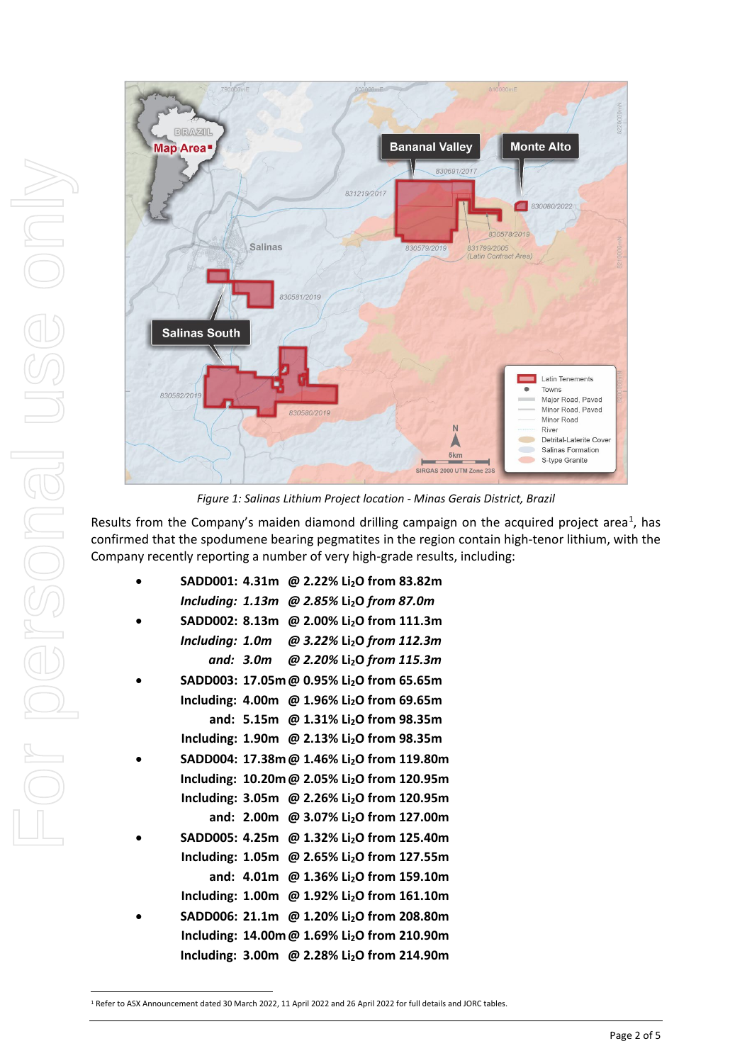*Figure 1: Salinas Lithium Project location - Minas Gerais District, Brazil*

Results from the Company's maiden diamond drilling campaign on the acquired project area[1], has confirmed that the spodumene bearing pegmatites in the region contain high-tenor lithium, with the Company recently reporting a number of very high-grade results, including:

- **SADD001: 4.31m @ 2.22% $Li_2O$ from 83.82m**
  ***Including: 1.13m @ 2.85% $Li_2O$ from 87.0m***
- **SADD002: 8.13m @ 2.00% $Li_2O$ from 111.3m**
  ***Including: 1.0m @ 3.22% $Li_2O$ from 112.3m***
  ***and: 3.0m @ 2.20% $Li_2O$ from 115.3m***
- **SADD003: 17.05m @ 0.95% $Li_2O$ from 65.65m**
  **Including: 4.00m @ 1.96% $Li_2O$ from 69.65m**
  **and: 5.15m @ 1.31% $Li_2O$ from 98.35m**
  **Including: 1.90m @ 2.13% $Li_2O$ from 98.35m**
- **SADD004: 17.38m @ 1.46% $Li_2O$ from 119.80m**
  **Including: 10.20m @ 2.05% $Li_2O$ from 120.95m**
  **Including: 3.05m @ 2.26% $Li_2O$ from 120.95m**
  **and: 2.00m @ 3.07% $Li_2O$ from 127.00m**
- **SADD005: 4.25m @ 1.32% $Li_2O$ from 125.40m**
  **Including: 1.05m @ 2.65% $Li_2O$ from 127.55m**
  **and: 4.01m @ 1.36% $Li_2O$ from 159.10m**
  **Including: 1.00m @ 1.92% $Li_2O$ from 161.10m**
- **SADD006: 21.1m @ 1.20% $Li_2O$ from 208.80m**
  **Including: 14.00m @ 1.69% $Li_2O$ from 210.90m**
  **Including: 3.00m @ 2.28% $Li_2O$ from 214.90m**

[1] Refer to ASX Announcement dated 30 March 2022, 11 April 2022 and 26 April 2022 for full details and JORC tables.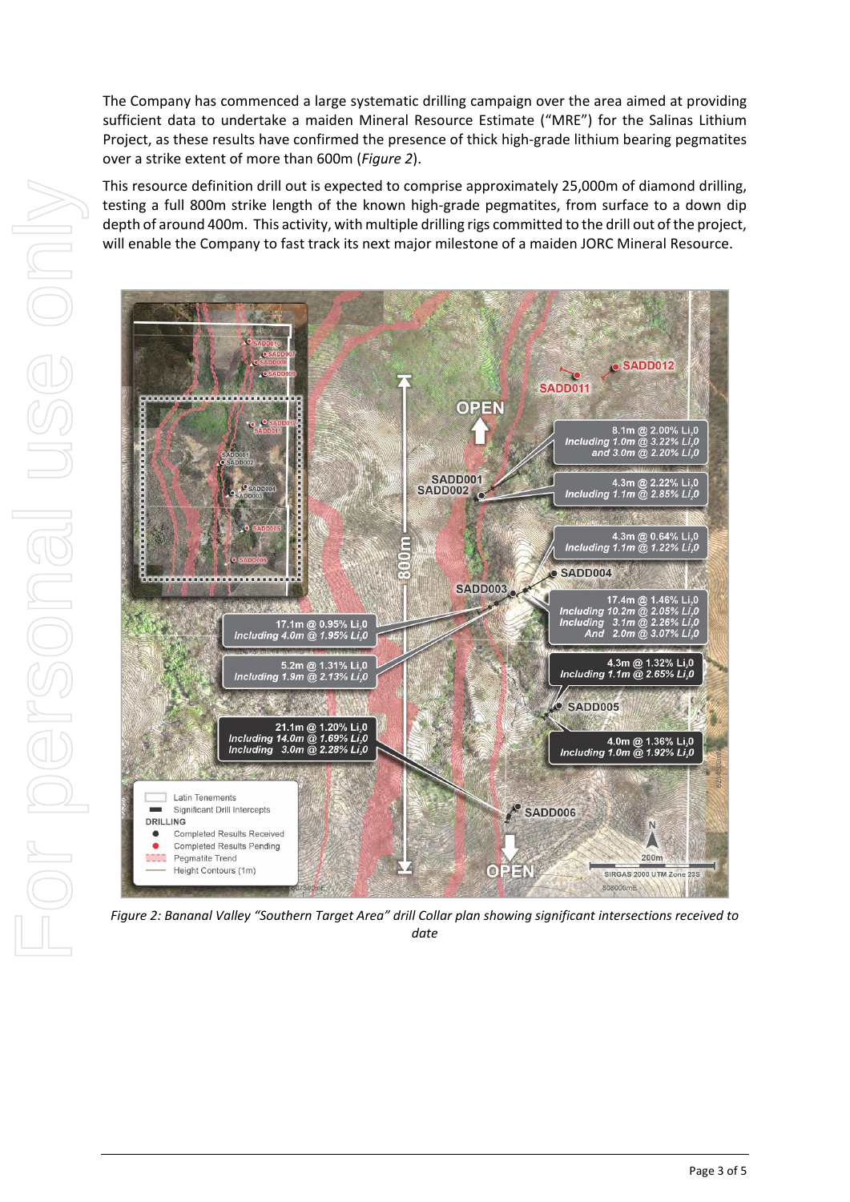The Company has commenced a large systematic drilling campaign over the area aimed at providing sufficient data to undertake a maiden Mineral Resource Estimate ("MRE") for the Salinas Lithium Project, as these results have confirmed the presence of thick high-grade lithium bearing pegmatites over a strike extent of more than 600m (*Figure 2*).

This resource definition drill out is expected to comprise approximately 25,000m of diamond drilling, testing a full 800m strike length of the known high-grade pegmatites, from surface to a down dip depth of around 400m. This activity, with multiple drilling rigs committed to the drill out of the project, will enable the Company to fast track its next major milestone of a maiden JORC Mineral Resource.

*Figure 2: Bananal Valley "Southern Target Area" drill Collar plan showing significant intersections received to date*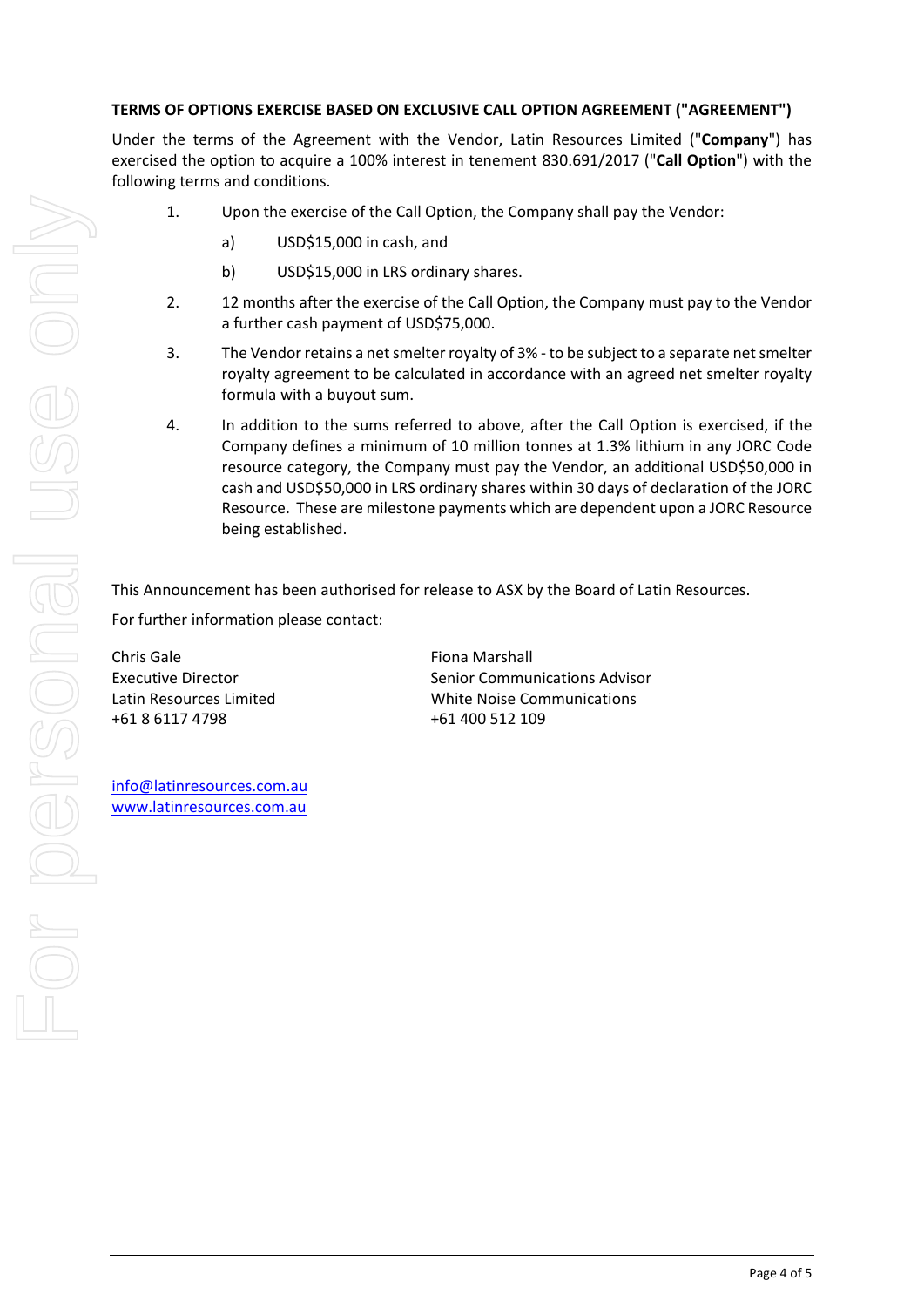**TERMS OF OPTIONS EXERCISE BASED ON EXCLUSIVE CALL OPTION AGREEMENT ("AGREEMENT")**

Under the terms of the Agreement with the Vendor, Latin Resources Limited ("**Company**") has exercised the option to acquire a 100% interest in tenement 830.691/2017 ("**Call Option**") with the following terms and conditions.

1. Upon the exercise of the Call Option, the Company shall pay the Vendor:
   a) USD$15,000 in cash, and
   b) USD$15,000 in LRS ordinary shares.
2. 12 months after the exercise of the Call Option, the Company must pay to the Vendor a further cash payment of USD$75,000.
3. The Vendor retains a net smelter royalty of 3% - to be subject to a separate net smelter royalty agreement to be calculated in accordance with an agreed net smelter royalty formula with a buyout sum.
4. In addition to the sums referred to above, after the Call Option is exercised, if the Company defines a minimum of 10 million tonnes at 1.3% lithium in any JORC Code resource category, the Company must pay the Vendor, an additional USD$50,000 in cash and USD$50,000 in LRS ordinary shares within 30 days of declaration of the JORC Resource. These are milestone payments which are dependent upon a JORC Resource being established.

This Announcement has been authorised for release to ASX by the Board of Latin Resources.

For further information please contact:

Chris Gale
Executive Director
Latin Resources Limited
+61 8 6117 4798

Fiona Marshall
Senior Communications Advisor
White Noise Communications
+61 400 512 109

info@latinresources.com.au
www.latinresources.com.au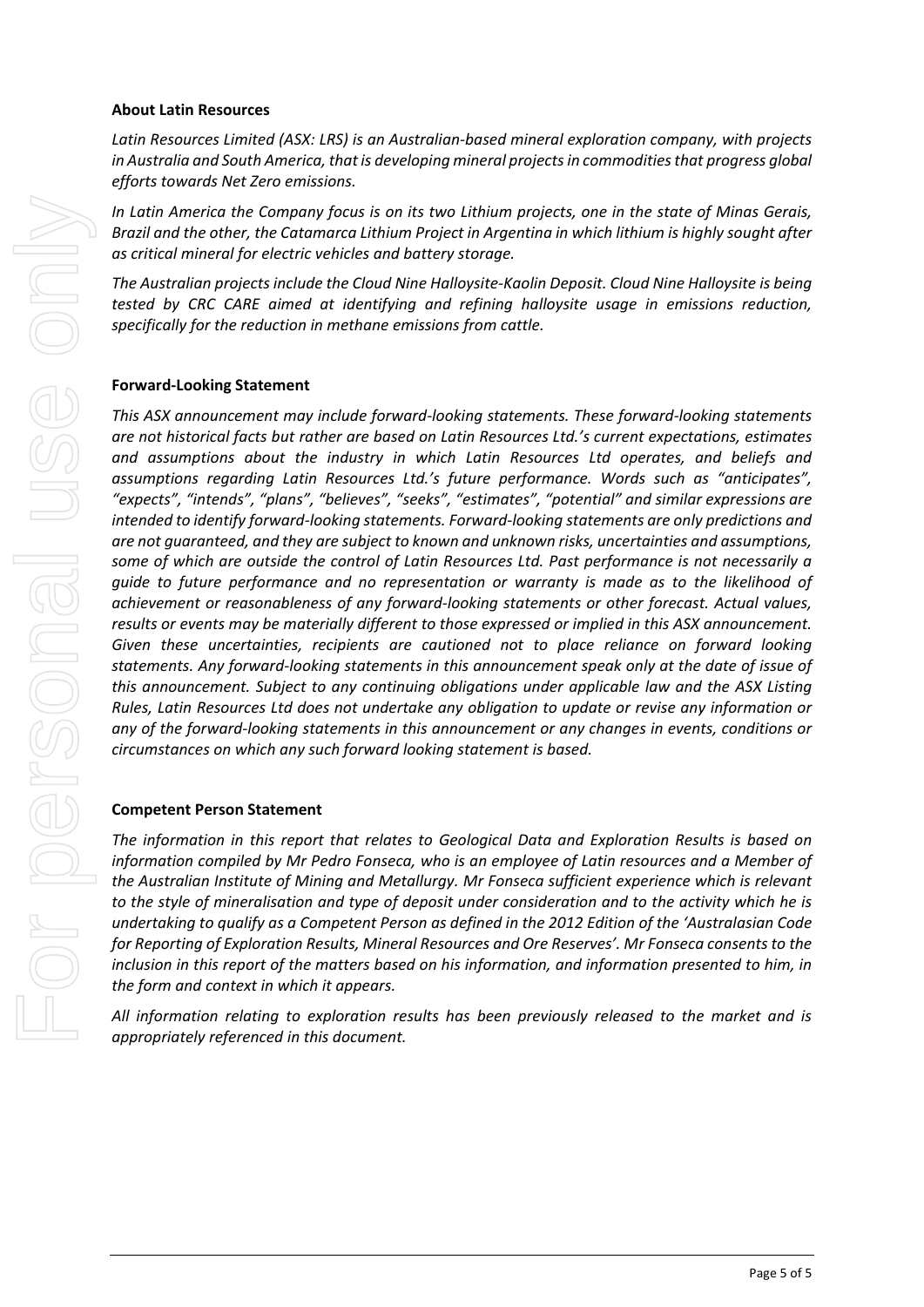**About Latin Resources**

*Latin Resources Limited (ASX: LRS) is an Australian-based mineral exploration company, with projects in Australia and South America, that is developing mineral projects in commodities that progress global efforts towards Net Zero emissions.*

*In Latin America the Company focus is on its two Lithium projects, one in the state of Minas Gerais, Brazil and the other, the Catamarca Lithium Project in Argentina in which lithium is highly sought after as critical mineral for electric vehicles and battery storage.*

*The Australian projects include the Cloud Nine Halloysite-Kaolin Deposit. Cloud Nine Halloysite is being tested by CRC CARE aimed at identifying and refining halloysite usage in emissions reduction, specifically for the reduction in methane emissions from cattle.*

**Forward-Looking Statement**

*This ASX announcement may include forward-looking statements. These forward-looking statements are not historical facts but rather are based on Latin Resources Ltd.'s current expectations, estimates and assumptions about the industry in which Latin Resources Ltd operates, and beliefs and assumptions regarding Latin Resources Ltd.'s future performance. Words such as "anticipates", "expects", "intends", "plans", "believes", "seeks", "estimates", "potential" and similar expressions are intended to identify forward-looking statements. Forward-looking statements are only predictions and are not guaranteed, and they are subject to known and unknown risks, uncertainties and assumptions, some of which are outside the control of Latin Resources Ltd. Past performance is not necessarily a guide to future performance and no representation or warranty is made as to the likelihood of achievement or reasonableness of any forward-looking statements or other forecast. Actual values, results or events may be materially different to those expressed or implied in this ASX announcement. Given these uncertainties, recipients are cautioned not to place reliance on forward looking statements. Any forward-looking statements in this announcement speak only at the date of issue of this announcement. Subject to any continuing obligations under applicable law and the ASX Listing Rules, Latin Resources Ltd does not undertake any obligation to update or revise any information or any of the forward-looking statements in this announcement or any changes in events, conditions or circumstances on which any such forward looking statement is based.*

**Competent Person Statement**

*The information in this report that relates to Geological Data and Exploration Results is based on information compiled by Mr Pedro Fonseca, who is an employee of Latin resources and a Member of the Australian Institute of Mining and Metallurgy. Mr Fonseca sufficient experience which is relevant to the style of mineralisation and type of deposit under consideration and to the activity which he is undertaking to qualify as a Competent Person as defined in the 2012 Edition of the 'Australasian Code for Reporting of Exploration Results, Mineral Resources and Ore Reserves'. Mr Fonseca consents to the inclusion in this report of the matters based on his information, and information presented to him, in the form and context in which it appears.*

*All information relating to exploration results has been previously released to the market and is appropriately referenced in this document.*